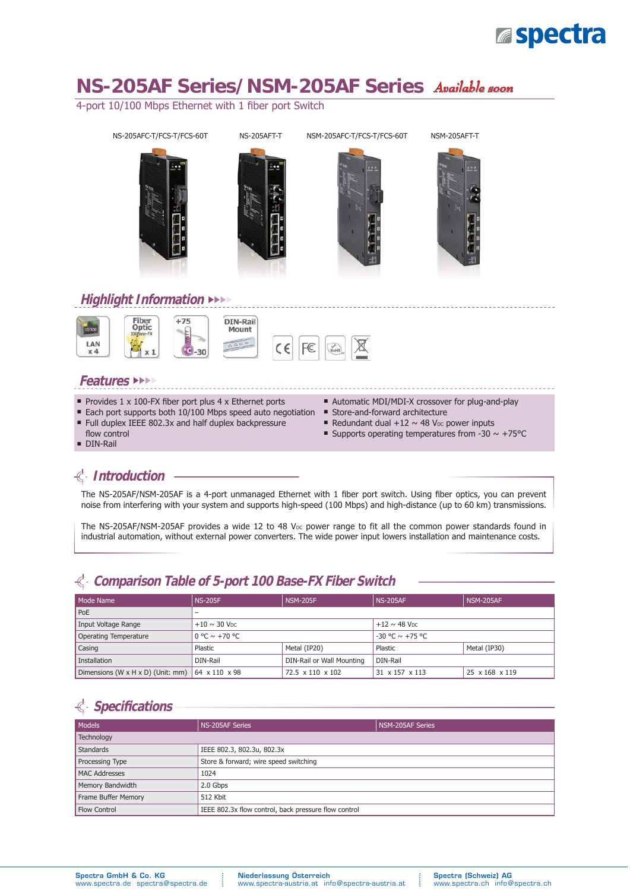# NS-205AF Series/ NSM-205AF Series *Available soon*

4-port 10/100 Mbps Ethernet with 1 fiber port Switch

NS-205AFC-T/FCS-T/FCS-60T | NS-205AFT-T | NSM-205AFC-T/FCS-T/FCS-60T | NSM-205AFT-T

## Highlight Information

LAN x 4 | Fiber Optic 100Base-FX x 1 | +75 -30 | DIN-Rail Mount

## Features

- Provides 1 x 100-FX fiber port plus 4 x Ethernet ports
- Each port supports both 10/100 Mbps speed auto negotiation
- Full duplex IEEE 802.3x and half duplex backpressure flow control
- DIN-Rail
- Automatic MDI/MDI-X crossover for plug-and-play
- Store-and-forward architecture
- Redundant dual +12 ~ 48 $V_{DC}$ power inputs
- Supports operating temperatures from -30 ~ +75°C

## Introduction

The NS-205AF/NSM-205AF is a 4-port unmanaged Ethernet with 1 fiber port switch. Using fiber optics, you can prevent noise from interfering with your system and supports high-speed (100 Mbps) and high-distance (up to 60 km) transmissions.

The NS-205AF/NSM-205AF provides a wide 12 to 48 $V_{DC}$ power range to fit all the common power standards found in industrial automation, without external power converters. The wide power input lowers installation and maintenance costs.

## Comparison Table of 5-port 100 Base-FX Fiber Switch

| Mode Name | NS-205F | NSM-205F | NS-205AF | NSM-205AF |
|---|---|---|---|---|
| PoE | – | | | |
| Input Voltage Range | +10 ~ 30 $V_{DC}$ | | +12 ~ 48 $V_{DC}$ | |
| Operating Temperature | 0 °C ~ +70 °C | | -30 °C ~ +75 °C | |
| Casing | Plastic | Metal (IP20) | Plastic | Metal (IP30) |
| Installation | DIN-Rail | DIN-Rail or Wall Mounting | DIN-Rail | |
| Dimensions (W x H x D) (Unit: mm) | 64 x 110 x 98 | 72.5 x 110 x 102 | 31 x 157 x 113 | 25 x 168 x 119 |

## Specifications

| Models | NS-205AF Series | NSM-205AF Series |
|---|---|---|
| Technology | | |
| Standards | IEEE 802.3, 802.3u, 802.3x | |
| Processing Type | Store & forward; wire speed switching | |
| MAC Addresses | 1024 | |
| Memory Bandwidth | 2.0 Gbps | |
| Frame Buffer Memory | 512 Kbit | |
| Flow Control | IEEE 802.3x flow control, back pressure flow control | |

Spectra GmbH & Co. KG
www.spectra.de spectra@spectra.de

Niederlassung Österreich
www.spectra-austria.at info@spectra-austria.at

Spectra (Schweiz) AG
www.spectra.ch info@spectra.ch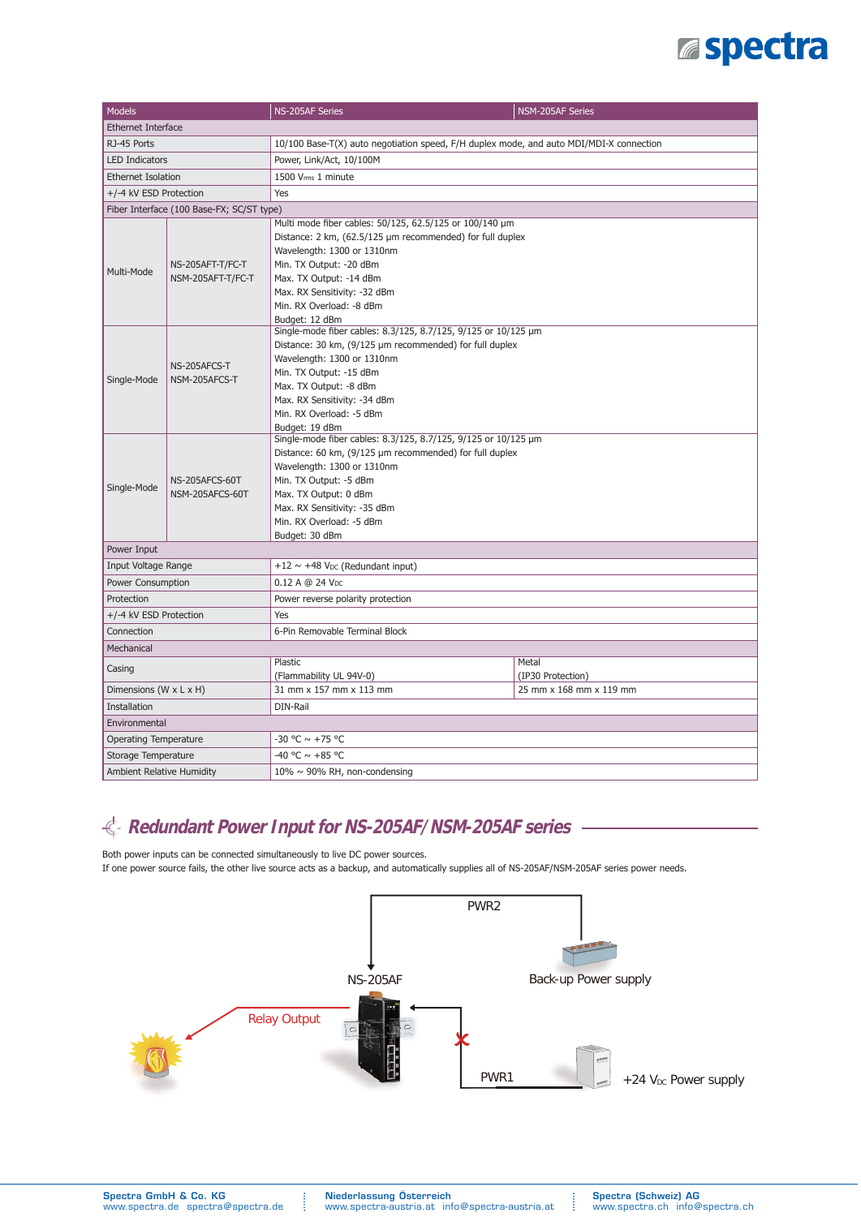| Models | | NS-205AF Series | NSM-205AF Series |
|---|---|---|---|
| Ethernet Interface | | | |
| RJ-45 Ports | | 10/100 Base-T(X) auto negotiation speed, F/H duplex mode, and auto MDI/MDI-X connection | |
| LED Indicators | | Power, Link/Act, 10/100M | |
| Ethernet Isolation | | 1500 $V_{rms}$ 1 minute | |
| +/-4 kV ESD Protection | | Yes | |
| Fiber Interface (100 Base-FX; SC/ST type) | | | |
| Multi-Mode | NS-205AFT-T/FC-T<br>NSM-205AFT-T/FC-T | Multi mode fiber cables: 50/125, 62.5/125 or 100/140 µm<br>Distance: 2 km, (62.5/125 µm recommended) for full duplex<br>Wavelength: 1300 or 1310nm<br>Min. TX Output: -20 dBm<br>Max. TX Output: -14 dBm<br>Max. RX Sensitivity: -32 dBm<br>Min. RX Overload: -8 dBm<br>Budget: 12 dBm | |
| Single-Mode | NS-205AFCS-T<br>NSM-205AFCS-T | Single-mode fiber cables: 8.3/125, 8.7/125, 9/125 or 10/125 µm<br>Distance: 30 km, (9/125 µm recommended) for full duplex<br>Wavelength: 1300 or 1310nm<br>Min. TX Output: -15 dBm<br>Max. TX Output: -8 dBm<br>Max. RX Sensitivity: -34 dBm<br>Min. RX Overload: -5 dBm<br>Budget: 19 dBm | |
| Single-Mode | NS-205AFCS-60T<br>NSM-205AFCS-60T | Single-mode fiber cables: 8.3/125, 8.7/125, 9/125 or 10/125 µm<br>Distance: 60 km, (9/125 µm recommended) for full duplex<br>Wavelength: 1300 or 1310nm<br>Min. TX Output: -5 dBm<br>Max. TX Output: 0 dBm<br>Max. RX Sensitivity: -35 dBm<br>Min. RX Overload: -5 dBm<br>Budget: 30 dBm | |
| Power Input | | | |
| Input Voltage Range | | +12 ~ +48 $V_{DC}$ (Redundant input) | |
| Power Consumption | | 0.12 A @ 24 $V_{DC}$ | |
| Protection | | Power reverse polarity protection | |
| +/-4 kV ESD Protection | | Yes | |
| Connection | | 6-Pin Removable Terminal Block | |
| Mechanical | | | |
| Casing | | Plastic<br>(Flammability UL 94V-0) | Metal<br>(IP30 Protection) |
| Dimensions (W x L x H) | | 31 mm x 157 mm x 113 mm | 25 mm x 168 mm x 119 mm |
| Installation | | DIN-Rail | |
| Environmental | | | |
| Operating Temperature | | -30 °C ~ +75 °C | |
| Storage Temperature | | -40 °C ~ +85 °C | |
| Ambient Relative Humidity | | 10% ~ 90% RH, non-condensing | |

## *Redundant Power Input for NS-205AF/ NSM-205AF series*

Both power inputs can be connected simultaneously to live DC power sources.
If one power source fails, the other live source acts as a backup, and automatically supplies all of NS-205AF/NSM-205AF series power needs.

PWR2

NS-205AF

Back-up Power supply

Relay Output

PWR1

+24 $V_{DC}$ Power supply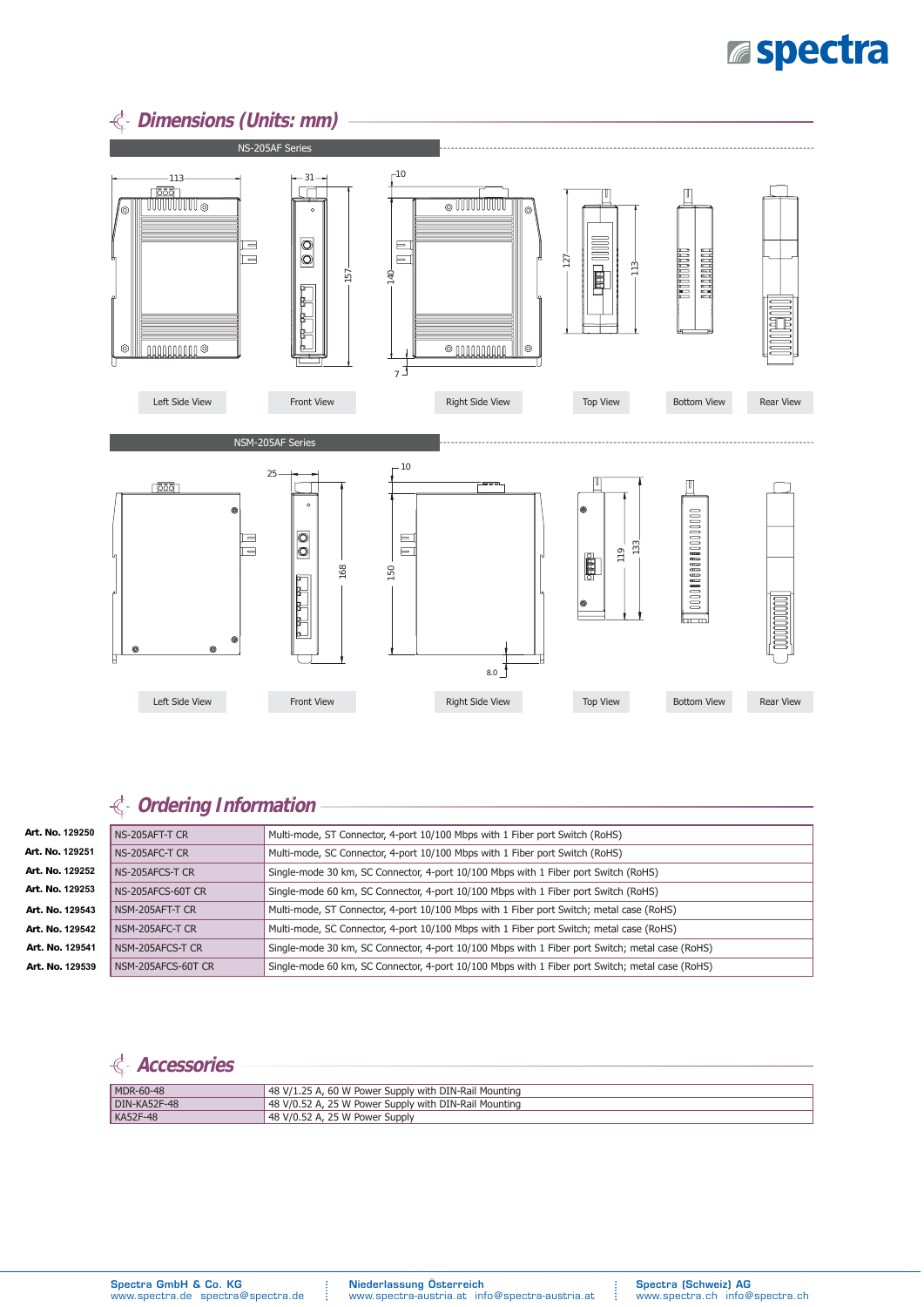## Dimensions (Units: mm)

### NS-205AF Series

113
31
10
157
140
127
113
7

Left Side View | Front View | Right Side View | Top View | Bottom View | Rear View

### NSM-205AF Series

25
10
168
150
119
133
8.0

Left Side View | Front View | Right Side View | Top View | Bottom View | Rear View

## Ordering Information

| | | |
|---|---|---|
| **Art. No. 129250** | NS-205AFT-T CR | Multi-mode, ST Connector, 4-port 10/100 Mbps with 1 Fiber port Switch (RoHS) |
| **Art. No. 129251** | NS-205AFC-T CR | Multi-mode, SC Connector, 4-port 10/100 Mbps with 1 Fiber port Switch (RoHS) |
| **Art. No. 129252** | NS-205AFCS-T CR | Single-mode 30 km, SC Connector, 4-port 10/100 Mbps with 1 Fiber port Switch (RoHS) |
| **Art. No. 129253** | NS-205AFCS-60T CR | Single-mode 60 km, SC Connector, 4-port 10/100 Mbps with 1 Fiber port Switch (RoHS) |
| **Art. No. 129543** | NSM-205AFT-T CR | Multi-mode, ST Connector, 4-port 10/100 Mbps with 1 Fiber port Switch; metal case (RoHS) |
| **Art. No. 129542** | NSM-205AFC-T CR | Multi-mode, SC Connector, 4-port 10/100 Mbps with 1 Fiber port Switch; metal case (RoHS) |
| **Art. No. 129541** | NSM-205AFCS-T CR | Single-mode 30 km, SC Connector, 4-port 10/100 Mbps with 1 Fiber port Switch; metal case (RoHS) |
| **Art. No. 129539** | NSM-205AFCS-60T CR | Single-mode 60 km, SC Connector, 4-port 10/100 Mbps with 1 Fiber port Switch; metal case (RoHS) |

## Accessories

| | |
|---|---|
| MDR-60-48 | 48 V/1.25 A, 60 W Power Supply with DIN-Rail Mounting |
| DIN-KA52F-48 | 48 V/0.52 A, 25 W Power Supply with DIN-Rail Mounting |
| KA52F-48 | 48 V/0.52 A, 25 W Power Supply |